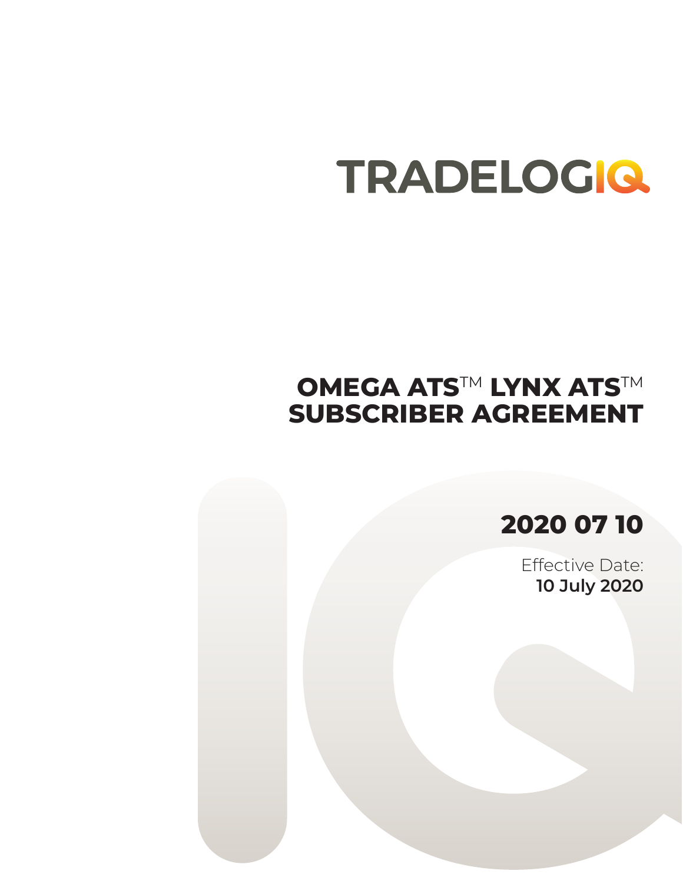TRADELOGIQ

# OMEGA ATS™ LYNX ATS™ SUBSCRIBER AGREEMENT

## 2020 07 10

Effective Date:
**10 July 2020**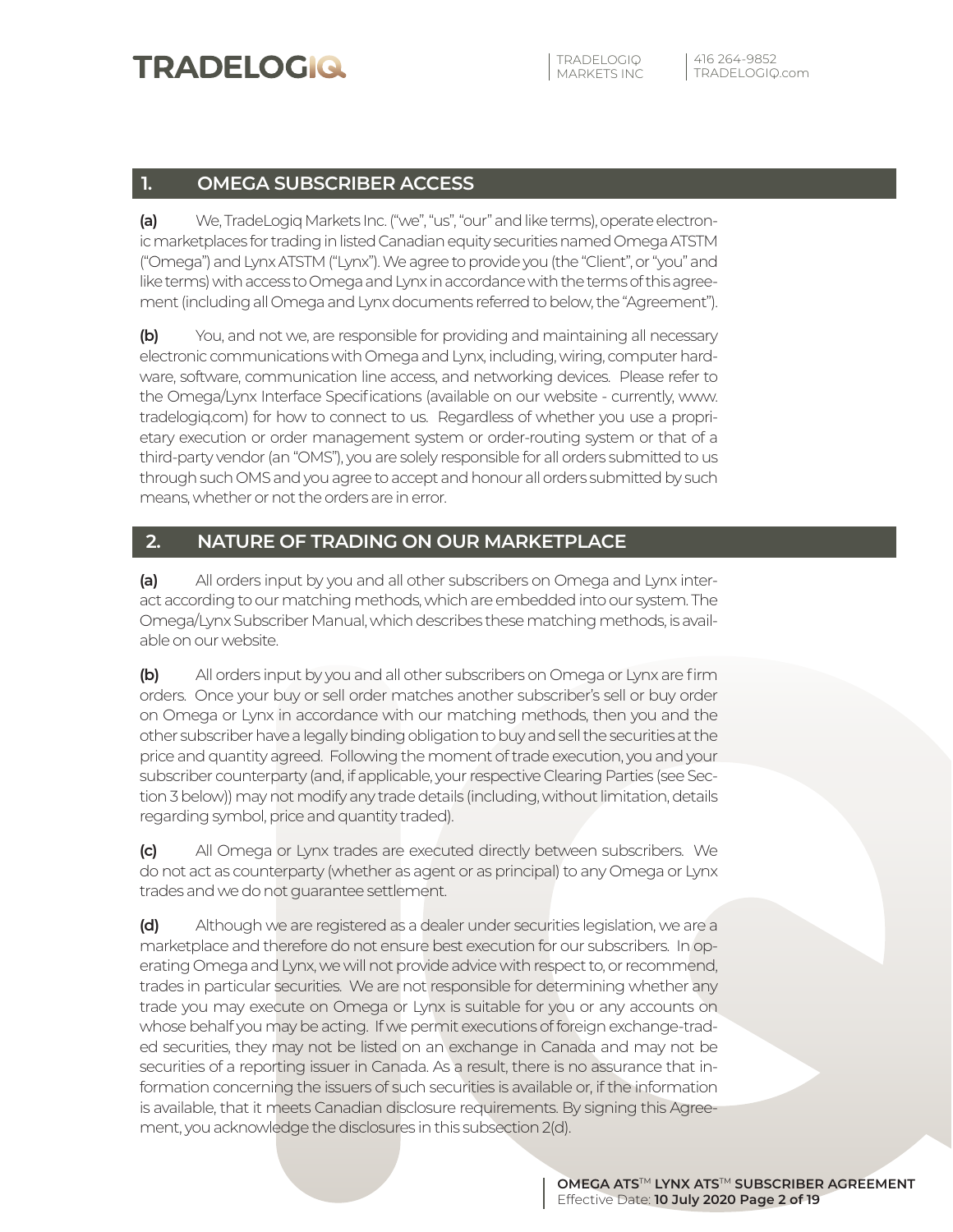## 1. OMEGA SUBSCRIBER ACCESS

**(a)** We, TradeLogiq Markets Inc. ("we", "us", "our" and like terms), operate electronic marketplaces for trading in listed Canadian equity securities named Omega ATSTM ("Omega") and Lynx ATSTM ("Lynx"). We agree to provide you (the "Client", or "you" and like terms) with access to Omega and Lynx in accordance with the terms of this agreement (including all Omega and Lynx documents referred to below, the "Agreement").

**(b)** You, and not we, are responsible for providing and maintaining all necessary electronic communications with Omega and Lynx, including, wiring, computer hardware, software, communication line access, and networking devices. Please refer to the Omega/Lynx Interface Specifications (available on our website - currently, www.tradelogiq.com) for how to connect to us. Regardless of whether you use a proprietary execution or order management system or order-routing system or that of a third-party vendor (an "OMS"), you are solely responsible for all orders submitted to us through such OMS and you agree to accept and honour all orders submitted by such means, whether or not the orders are in error.

## 2. NATURE OF TRADING ON OUR MARKETPLACE

**(a)** All orders input by you and all other subscribers on Omega and Lynx interact according to our matching methods, which are embedded into our system. The Omega/Lynx Subscriber Manual, which describes these matching methods, is available on our website.

**(b)** All orders input by you and all other subscribers on Omega or Lynx are firm orders. Once your buy or sell order matches another subscriber's sell or buy order on Omega or Lynx in accordance with our matching methods, then you and the other subscriber have a legally binding obligation to buy and sell the securities at the price and quantity agreed. Following the moment of trade execution, you and your subscriber counterparty (and, if applicable, your respective Clearing Parties (see Section 3 below)) may not modify any trade details (including, without limitation, details regarding symbol, price and quantity traded).

**(c)** All Omega or Lynx trades are executed directly between subscribers. We do not act as counterparty (whether as agent or as principal) to any Omega or Lynx trades and we do not guarantee settlement.

**(d)** Although we are registered as a dealer under securities legislation, we are a marketplace and therefore do not ensure best execution for our subscribers. In operating Omega and Lynx, we will not provide advice with respect to, or recommend, trades in particular securities. We are not responsible for determining whether any trade you may execute on Omega or Lynx is suitable for you or any accounts on whose behalf you may be acting. If we permit executions of foreign exchange-traded securities, they may not be listed on an exchange in Canada and may not be securities of a reporting issuer in Canada. As a result, there is no assurance that information concerning the issuers of such securities is available or, if the information is available, that it meets Canadian disclosure requirements. By signing this Agreement, you acknowledge the disclosures in this subsection 2(d).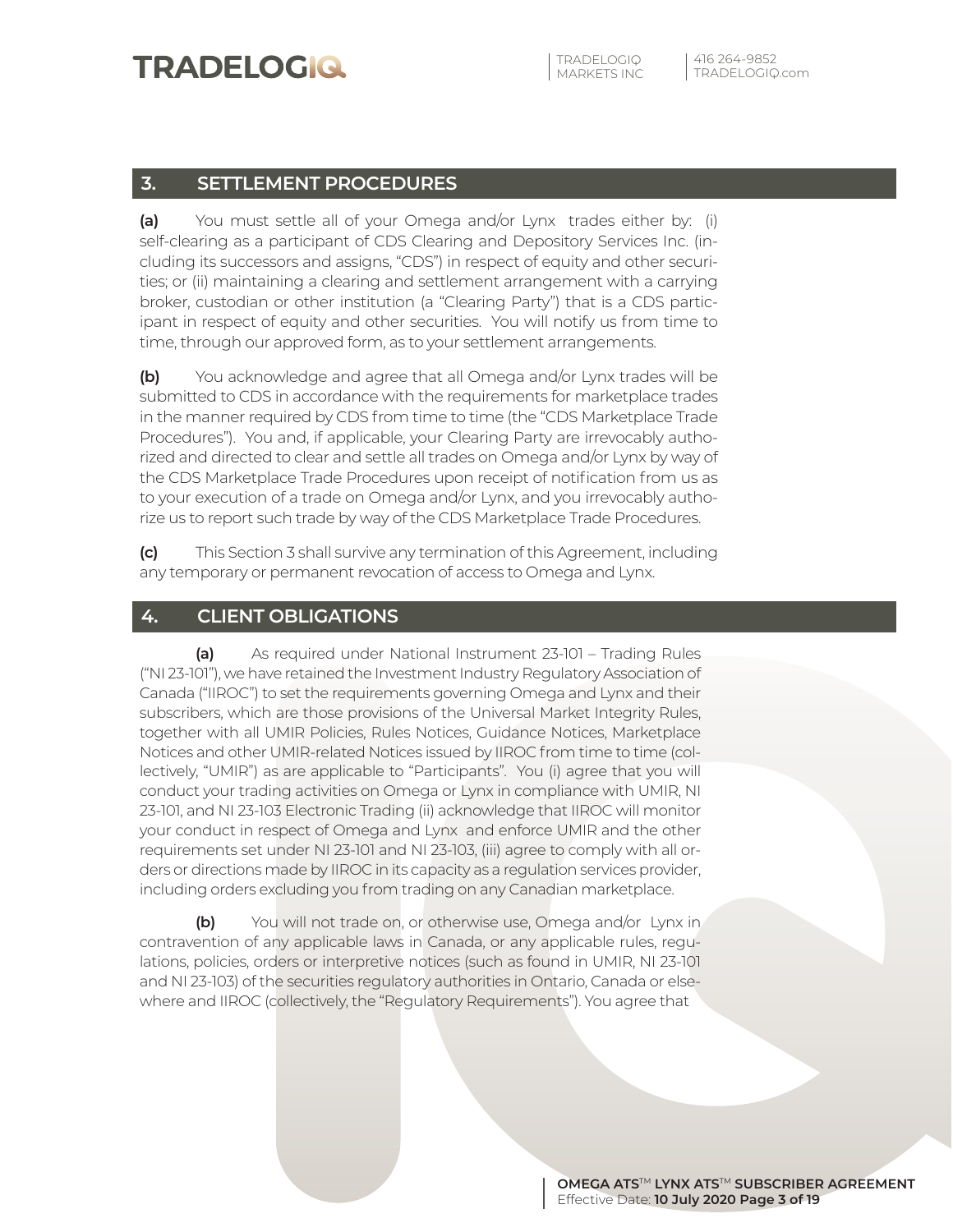## 3. SETTLEMENT PROCEDURES

**(a)** You must settle all of your Omega and/or Lynx trades either by: (i) self-clearing as a participant of CDS Clearing and Depository Services Inc. (including its successors and assigns, "CDS") in respect of equity and other securities; or (ii) maintaining a clearing and settlement arrangement with a carrying broker, custodian or other institution (a "Clearing Party") that is a CDS participant in respect of equity and other securities. You will notify us from time to time, through our approved form, as to your settlement arrangements.

**(b)** You acknowledge and agree that all Omega and/or Lynx trades will be submitted to CDS in accordance with the requirements for marketplace trades in the manner required by CDS from time to time (the "CDS Marketplace Trade Procedures"). You and, if applicable, your Clearing Party are irrevocably authorized and directed to clear and settle all trades on Omega and/or Lynx by way of the CDS Marketplace Trade Procedures upon receipt of notification from us as to your execution of a trade on Omega and/or Lynx, and you irrevocably authorize us to report such trade by way of the CDS Marketplace Trade Procedures.

**(c)** This Section 3 shall survive any termination of this Agreement, including any temporary or permanent revocation of access to Omega and Lynx.

## 4. CLIENT OBLIGATIONS

**(a)** As required under National Instrument 23-101 – Trading Rules ("NI 23-101"), we have retained the Investment Industry Regulatory Association of Canada ("IIROC") to set the requirements governing Omega and Lynx and their subscribers, which are those provisions of the Universal Market Integrity Rules, together with all UMIR Policies, Rules Notices, Guidance Notices, Marketplace Notices and other UMIR-related Notices issued by IIROC from time to time (collectively, "UMIR") as are applicable to "Participants". You (i) agree that you will conduct your trading activities on Omega or Lynx in compliance with UMIR, NI 23-101, and NI 23-103 Electronic Trading (ii) acknowledge that IIROC will monitor your conduct in respect of Omega and Lynx and enforce UMIR and the other requirements set under NI 23-101 and NI 23-103, (iii) agree to comply with all orders or directions made by IIROC in its capacity as a regulation services provider, including orders excluding you from trading on any Canadian marketplace.

**(b)** You will not trade on, or otherwise use, Omega and/or Lynx in contravention of any applicable laws in Canada, or any applicable rules, regulations, policies, orders or interpretive notices (such as found in UMIR, NI 23-101 and NI 23-103) of the securities regulatory authorities in Ontario, Canada or elsewhere and IIROC (collectively, the "Regulatory Requirements"). You agree that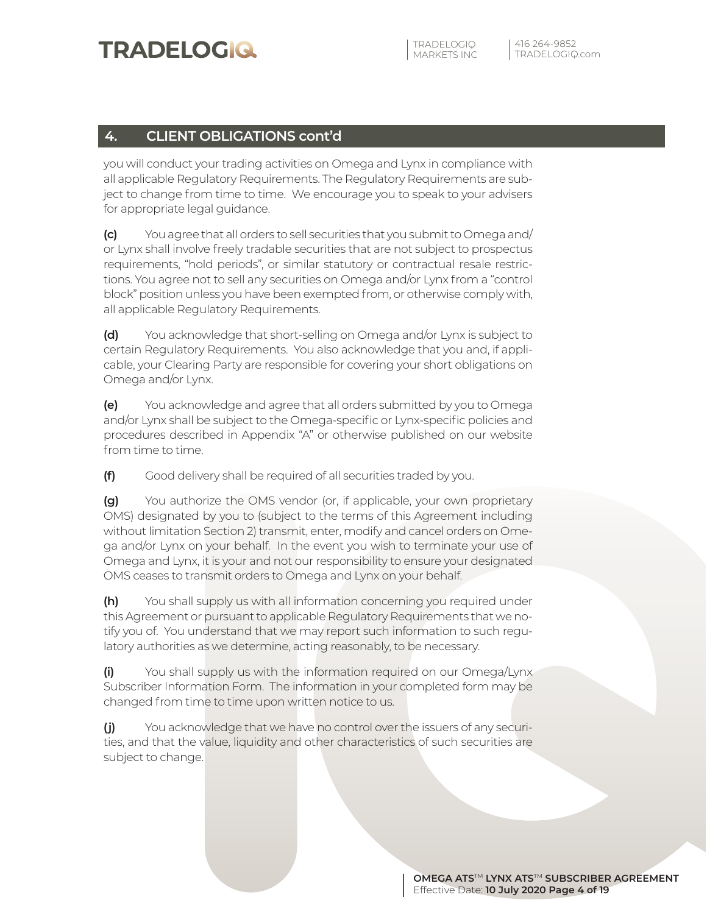## 4. CLIENT OBLIGATIONS cont'd

you will conduct your trading activities on Omega and Lynx in compliance with all applicable Regulatory Requirements. The Regulatory Requirements are subject to change from time to time. We encourage you to speak to your advisers for appropriate legal guidance.

**(c)** You agree that all orders to sell securities that you submit to Omega and/or Lynx shall involve freely tradable securities that are not subject to prospectus requirements, "hold periods", or similar statutory or contractual resale restrictions. You agree not to sell any securities on Omega and/or Lynx from a "control block" position unless you have been exempted from, or otherwise comply with, all applicable Regulatory Requirements.

**(d)** You acknowledge that short-selling on Omega and/or Lynx is subject to certain Regulatory Requirements. You also acknowledge that you and, if applicable, your Clearing Party are responsible for covering your short obligations on Omega and/or Lynx.

**(e)** You acknowledge and agree that all orders submitted by you to Omega and/or Lynx shall be subject to the Omega-specific or Lynx-specific policies and procedures described in Appendix "A" or otherwise published on our website from time to time.

**(f)** Good delivery shall be required of all securities traded by you.

**(g)** You authorize the OMS vendor (or, if applicable, your own proprietary OMS) designated by you to (subject to the terms of this Agreement including without limitation Section 2) transmit, enter, modify and cancel orders on Omega and/or Lynx on your behalf. In the event you wish to terminate your use of Omega and Lynx, it is your and not our responsibility to ensure your designated OMS ceases to transmit orders to Omega and Lynx on your behalf.

**(h)** You shall supply us with all information concerning you required under this Agreement or pursuant to applicable Regulatory Requirements that we notify you of. You understand that we may report such information to such regulatory authorities as we determine, acting reasonably, to be necessary.

**(i)** You shall supply us with the information required on our Omega/Lynx Subscriber Information Form. The information in your completed form may be changed from time to time upon written notice to us.

**(j)** You acknowledge that we have no control over the issuers of any securities, and that the value, liquidity and other characteristics of such securities are subject to change.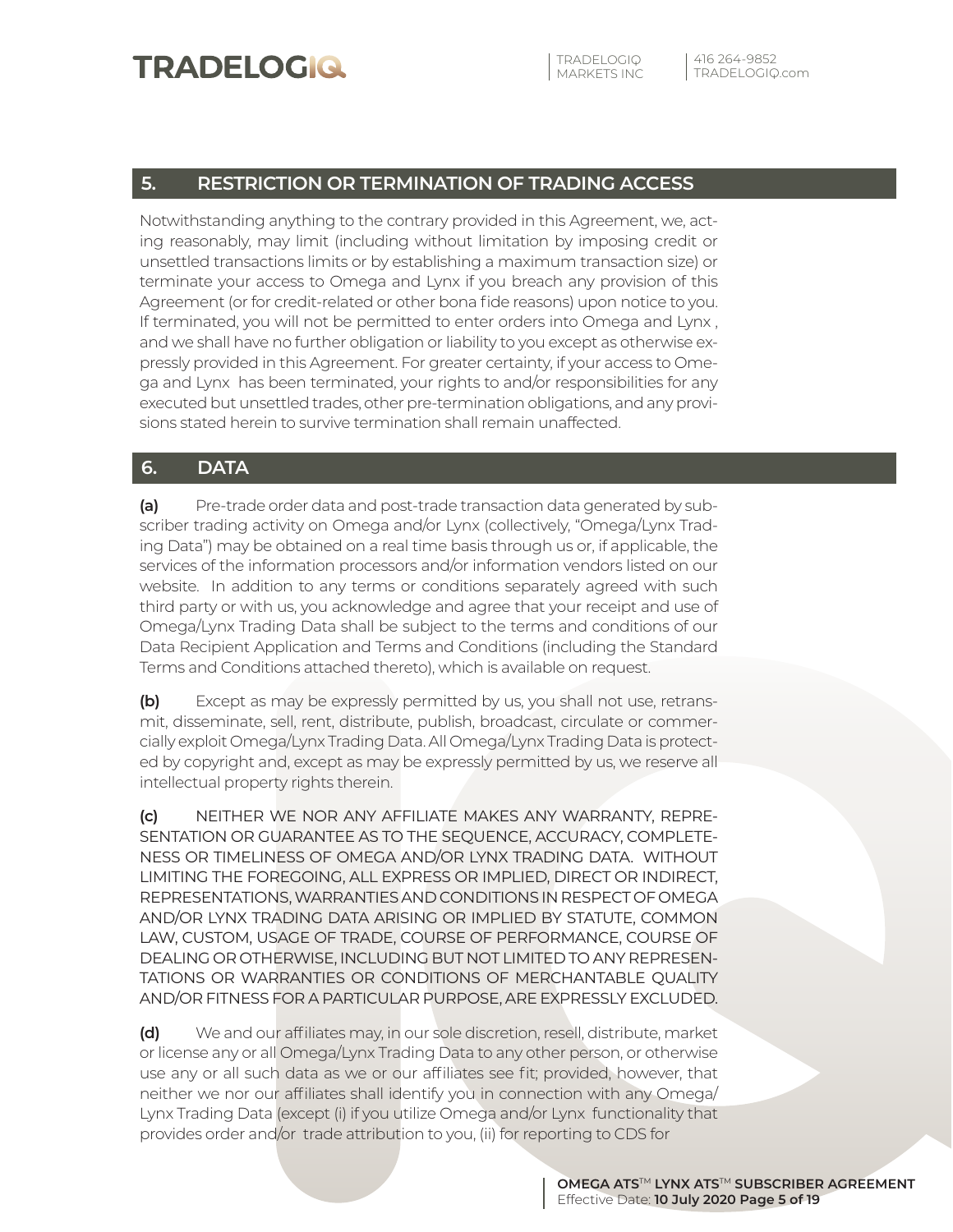## 5. RESTRICTION OR TERMINATION OF TRADING ACCESS

Notwithstanding anything to the contrary provided in this Agreement, we, acting reasonably, may limit (including without limitation by imposing credit or unsettled transactions limits or by establishing a maximum transaction size) or terminate your access to Omega and Lynx if you breach any provision of this Agreement (or for credit-related or other bona fide reasons) upon notice to you. If terminated, you will not be permitted to enter orders into Omega and Lynx , and we shall have no further obligation or liability to you except as otherwise expressly provided in this Agreement. For greater certainty, if your access to Omega and Lynx has been terminated, your rights to and/or responsibilities for any executed but unsettled trades, other pre-termination obligations, and any provisions stated herein to survive termination shall remain unaffected.

## 6. DATA

**(a)** Pre-trade order data and post-trade transaction data generated by subscriber trading activity on Omega and/or Lynx (collectively, "Omega/Lynx Trading Data") may be obtained on a real time basis through us or, if applicable, the services of the information processors and/or information vendors listed on our website. In addition to any terms or conditions separately agreed with such third party or with us, you acknowledge and agree that your receipt and use of Omega/Lynx Trading Data shall be subject to the terms and conditions of our Data Recipient Application and Terms and Conditions (including the Standard Terms and Conditions attached thereto), which is available on request.

**(b)** Except as may be expressly permitted by us, you shall not use, retransmit, disseminate, sell, rent, distribute, publish, broadcast, circulate or commercially exploit Omega/Lynx Trading Data. All Omega/Lynx Trading Data is protected by copyright and, except as may be expressly permitted by us, we reserve all intellectual property rights therein.

**(c)** NEITHER WE NOR ANY AFFILIATE MAKES ANY WARRANTY, REPRESENTATION OR GUARANTEE AS TO THE SEQUENCE, ACCURACY, COMPLETENESS OR TIMELINESS OF OMEGA AND/OR LYNX TRADING DATA. WITHOUT LIMITING THE FOREGOING, ALL EXPRESS OR IMPLIED, DIRECT OR INDIRECT, REPRESENTATIONS, WARRANTIES AND CONDITIONS IN RESPECT OF OMEGA AND/OR LYNX TRADING DATA ARISING OR IMPLIED BY STATUTE, COMMON LAW, CUSTOM, USAGE OF TRADE, COURSE OF PERFORMANCE, COURSE OF DEALING OR OTHERWISE, INCLUDING BUT NOT LIMITED TO ANY REPRESENTATIONS OR WARRANTIES OR CONDITIONS OF MERCHANTABLE QUALITY AND/OR FITNESS FOR A PARTICULAR PURPOSE, ARE EXPRESSLY EXCLUDED.

**(d)** We and our affiliates may, in our sole discretion, resell, distribute, market or license any or all Omega/Lynx Trading Data to any other person, or otherwise use any or all such data as we or our affiliates see fit; provided, however, that neither we nor our affiliates shall identify you in connection with any Omega/Lynx Trading Data (except (i) if you utilize Omega and/or Lynx functionality that provides order and/or trade attribution to you, (ii) for reporting to CDS for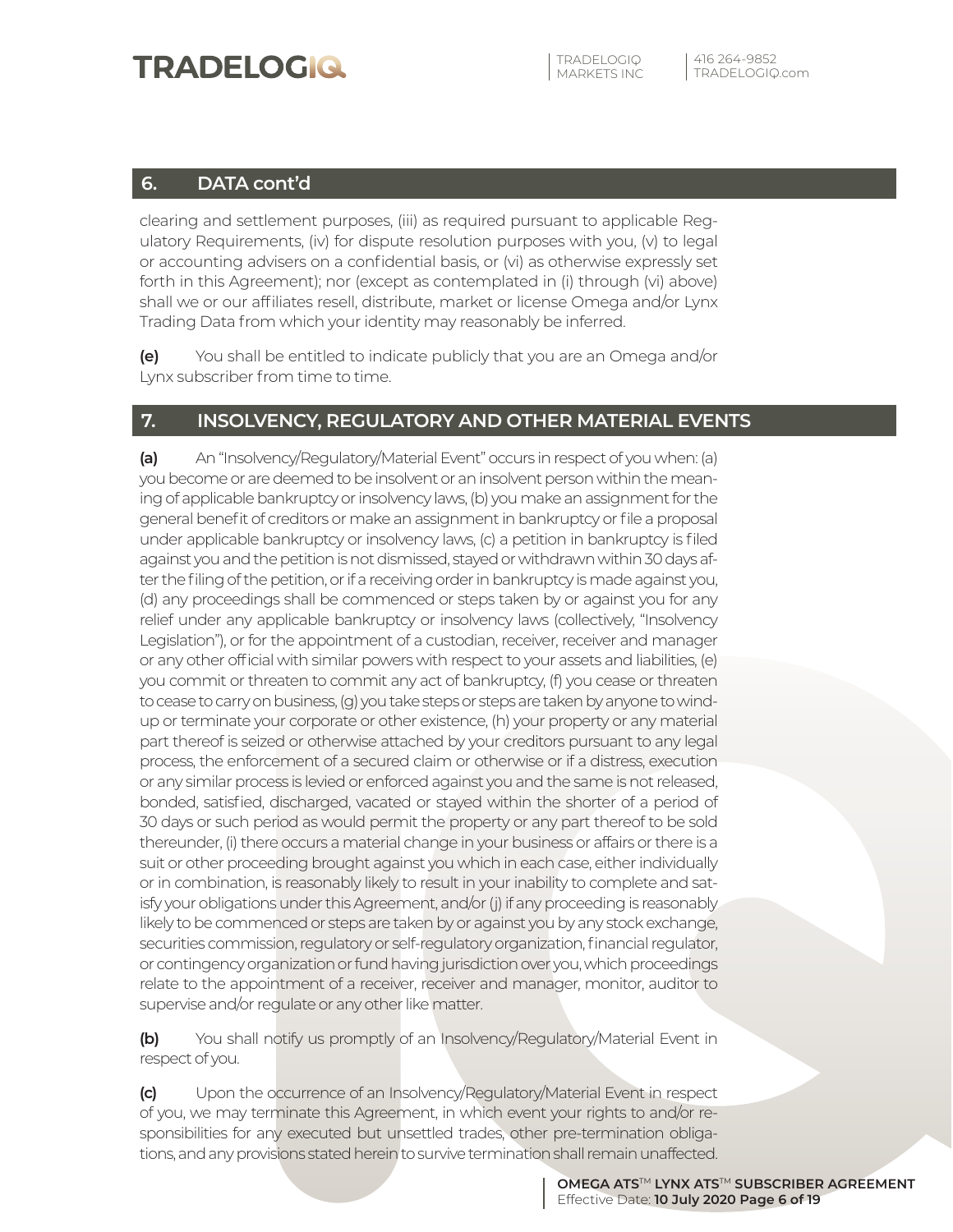## 6. DATA cont'd

clearing and settlement purposes, (iii) as required pursuant to applicable Regulatory Requirements, (iv) for dispute resolution purposes with you, (v) to legal or accounting advisers on a confidential basis, or (vi) as otherwise expressly set forth in this Agreement); nor (except as contemplated in (i) through (vi) above) shall we or our affiliates resell, distribute, market or license Omega and/or Lynx Trading Data from which your identity may reasonably be inferred.

**(e)** You shall be entitled to indicate publicly that you are an Omega and/or Lynx subscriber from time to time.

## 7. INSOLVENCY, REGULATORY AND OTHER MATERIAL EVENTS

**(a)** An "Insolvency/Regulatory/Material Event" occurs in respect of you when: (a) you become or are deemed to be insolvent or an insolvent person within the meaning of applicable bankruptcy or insolvency laws, (b) you make an assignment for the general benefit of creditors or make an assignment in bankruptcy or file a proposal under applicable bankruptcy or insolvency laws, (c) a petition in bankruptcy is filed against you and the petition is not dismissed, stayed or withdrawn within 30 days after the filing of the petition, or if a receiving order in bankruptcy is made against you, (d) any proceedings shall be commenced or steps taken by or against you for any relief under any applicable bankruptcy or insolvency laws (collectively, "Insolvency Legislation"), or for the appointment of a custodian, receiver, receiver and manager or any other official with similar powers with respect to your assets and liabilities, (e) you commit or threaten to commit any act of bankruptcy, (f) you cease or threaten to cease to carry on business, (g) you take steps or steps are taken by anyone to wind-up or terminate your corporate or other existence, (h) your property or any material part thereof is seized or otherwise attached by your creditors pursuant to any legal process, the enforcement of a secured claim or otherwise or if a distress, execution or any similar process is levied or enforced against you and the same is not released, bonded, satisfied, discharged, vacated or stayed within the shorter of a period of 30 days or such period as would permit the property or any part thereof to be sold thereunder, (i) there occurs a material change in your business or affairs or there is a suit or other proceeding brought against you which in each case, either individually or in combination, is reasonably likely to result in your inability to complete and satisfy your obligations under this Agreement, and/or (j) if any proceeding is reasonably likely to be commenced or steps are taken by or against you by any stock exchange, securities commission, regulatory or self-regulatory organization, financial regulator, or contingency organization or fund having jurisdiction over you, which proceedings relate to the appointment of a receiver, receiver and manager, monitor, auditor to supervise and/or regulate or any other like matter.

**(b)** You shall notify us promptly of an Insolvency/Regulatory/Material Event in respect of you.

**(c)** Upon the occurrence of an Insolvency/Regulatory/Material Event in respect of you, we may terminate this Agreement, in which event your rights to and/or responsibilities for any executed but unsettled trades, other pre-termination obligations, and any provisions stated herein to survive termination shall remain unaffected.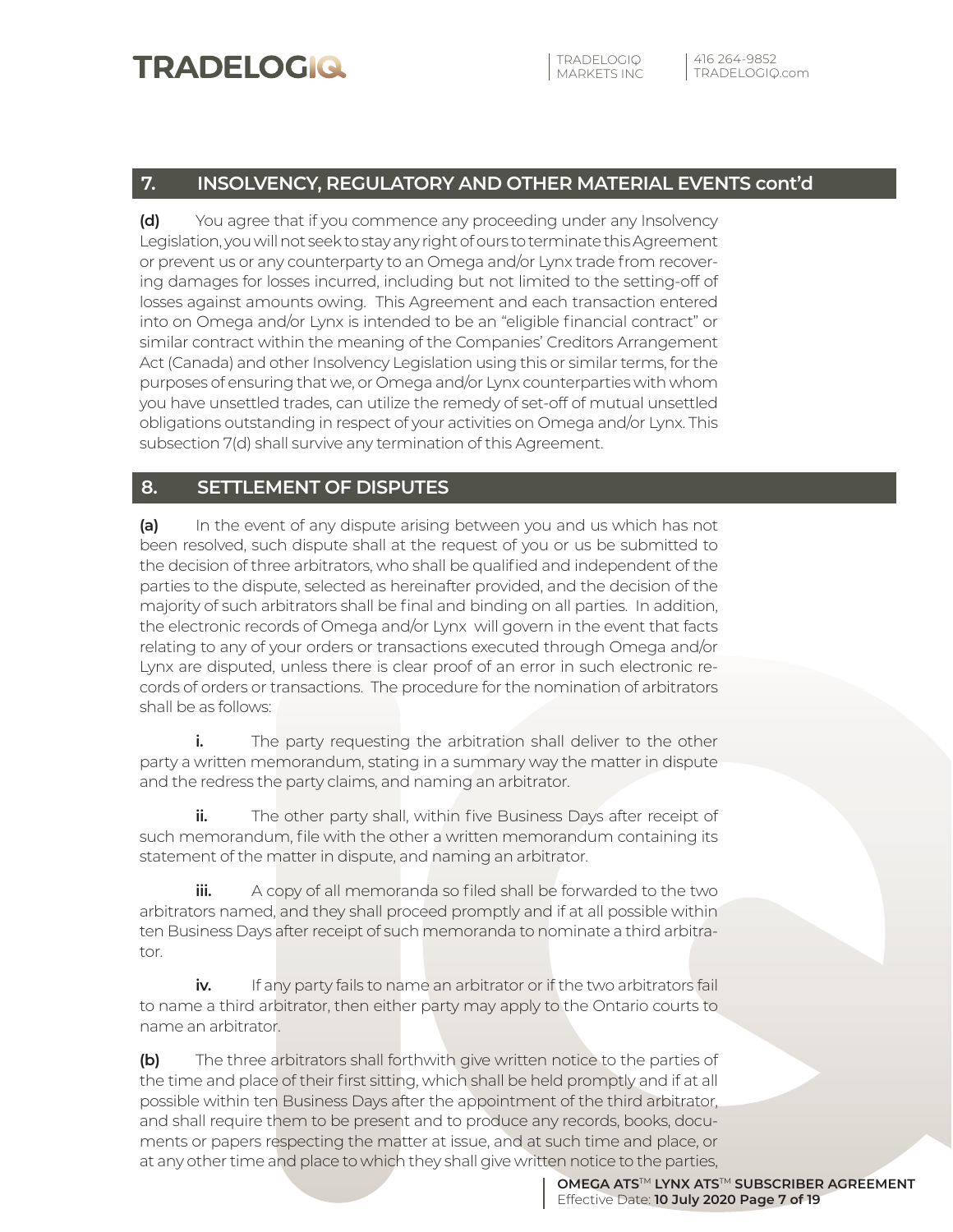## 7. INSOLVENCY, REGULATORY AND OTHER MATERIAL EVENTS cont'd

**(d)** You agree that if you commence any proceeding under any Insolvency Legislation, you will not seek to stay any right of ours to terminate this Agreement or prevent us or any counterparty to an Omega and/or Lynx trade from recovering damages for losses incurred, including but not limited to the setting-off of losses against amounts owing. This Agreement and each transaction entered into on Omega and/or Lynx is intended to be an "eligible financial contract" or similar contract within the meaning of the Companies' Creditors Arrangement Act (Canada) and other Insolvency Legislation using this or similar terms, for the purposes of ensuring that we, or Omega and/or Lynx counterparties with whom you have unsettled trades, can utilize the remedy of set-off of mutual unsettled obligations outstanding in respect of your activities on Omega and/or Lynx. This subsection 7(d) shall survive any termination of this Agreement.

## 8. SETTLEMENT OF DISPUTES

**(a)** In the event of any dispute arising between you and us which has not been resolved, such dispute shall at the request of you or us be submitted to the decision of three arbitrators, who shall be qualified and independent of the parties to the dispute, selected as hereinafter provided, and the decision of the majority of such arbitrators shall be final and binding on all parties. In addition, the electronic records of Omega and/or Lynx will govern in the event that facts relating to any of your orders or transactions executed through Omega and/or Lynx are disputed, unless there is clear proof of an error in such electronic records of orders or transactions. The procedure for the nomination of arbitrators shall be as follows:

**i.** The party requesting the arbitration shall deliver to the other party a written memorandum, stating in a summary way the matter in dispute and the redress the party claims, and naming an arbitrator.

**ii.** The other party shall, within five Business Days after receipt of such memorandum, file with the other a written memorandum containing its statement of the matter in dispute, and naming an arbitrator.

**iii.** A copy of all memoranda so filed shall be forwarded to the two arbitrators named, and they shall proceed promptly and if at all possible within ten Business Days after receipt of such memoranda to nominate a third arbitrator.

**iv.** If any party fails to name an arbitrator or if the two arbitrators fail to name a third arbitrator, then either party may apply to the Ontario courts to name an arbitrator.

**(b)** The three arbitrators shall forthwith give written notice to the parties of the time and place of their first sitting, which shall be held promptly and if at all possible within ten Business Days after the appointment of the third arbitrator, and shall require them to be present and to produce any records, books, documents or papers respecting the matter at issue, and at such time and place, or at any other time and place to which they shall give written notice to the parties,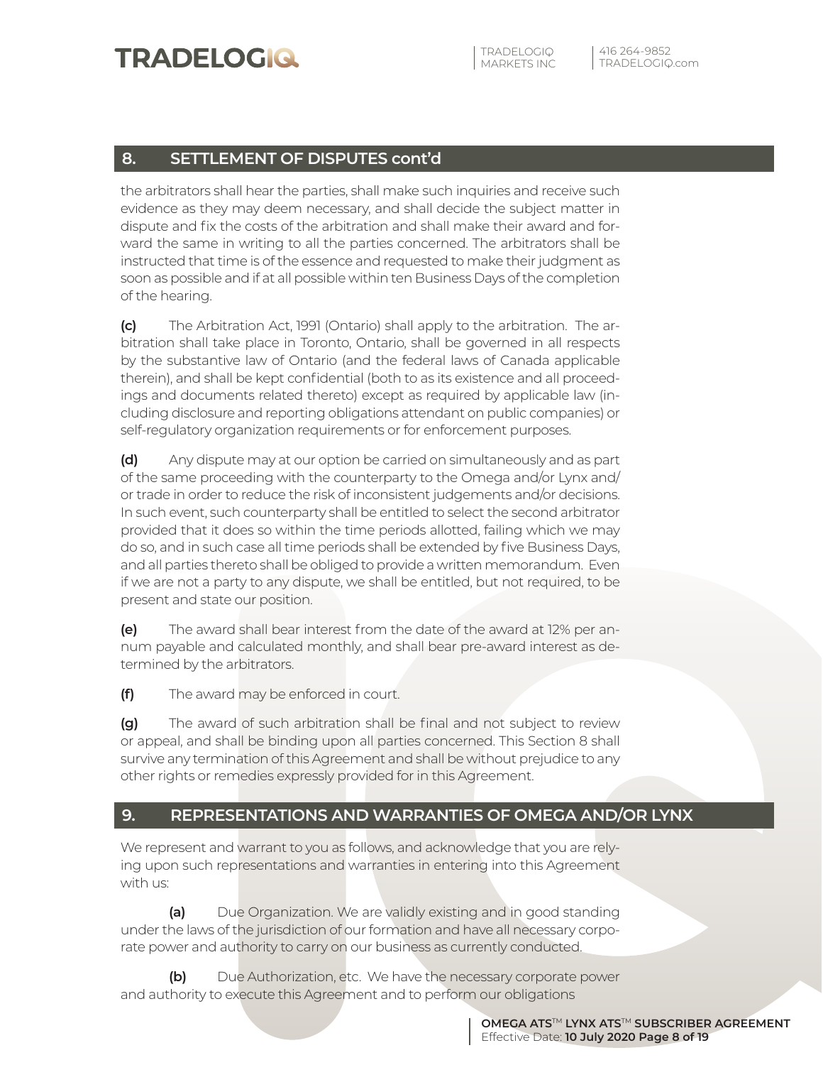## 8. SETTLEMENT OF DISPUTES cont'd

the arbitrators shall hear the parties, shall make such inquiries and receive such evidence as they may deem necessary, and shall decide the subject matter in dispute and fix the costs of the arbitration and shall make their award and forward the same in writing to all the parties concerned. The arbitrators shall be instructed that time is of the essence and requested to make their judgment as soon as possible and if at all possible within ten Business Days of the completion of the hearing.

**(c)** The Arbitration Act, 1991 (Ontario) shall apply to the arbitration. The arbitration shall take place in Toronto, Ontario, shall be governed in all respects by the substantive law of Ontario (and the federal laws of Canada applicable therein), and shall be kept confidential (both to as its existence and all proceedings and documents related thereto) except as required by applicable law (including disclosure and reporting obligations attendant on public companies) or self-regulatory organization requirements or for enforcement purposes.

**(d)** Any dispute may at our option be carried on simultaneously and as part of the same proceeding with the counterparty to the Omega and/or Lynx and/or trade in order to reduce the risk of inconsistent judgements and/or decisions. In such event, such counterparty shall be entitled to select the second arbitrator provided that it does so within the time periods allotted, failing which we may do so, and in such case all time periods shall be extended by five Business Days, and all parties thereto shall be obliged to provide a written memorandum. Even if we are not a party to any dispute, we shall be entitled, but not required, to be present and state our position.

**(e)** The award shall bear interest from the date of the award at 12% per annum payable and calculated monthly, and shall bear pre-award interest as determined by the arbitrators.

**(f)** The award may be enforced in court.

**(g)** The award of such arbitration shall be final and not subject to review or appeal, and shall be binding upon all parties concerned. This Section 8 shall survive any termination of this Agreement and shall be without prejudice to any other rights or remedies expressly provided for in this Agreement.

## 9. REPRESENTATIONS AND WARRANTIES OF OMEGA AND/OR LYNX

We represent and warrant to you as follows, and acknowledge that you are relying upon such representations and warranties in entering into this Agreement with us:

**(a)** Due Organization. We are validly existing and in good standing under the laws of the jurisdiction of our formation and have all necessary corporate power and authority to carry on our business as currently conducted.

**(b)** Due Authorization, etc. We have the necessary corporate power and authority to execute this Agreement and to perform our obligations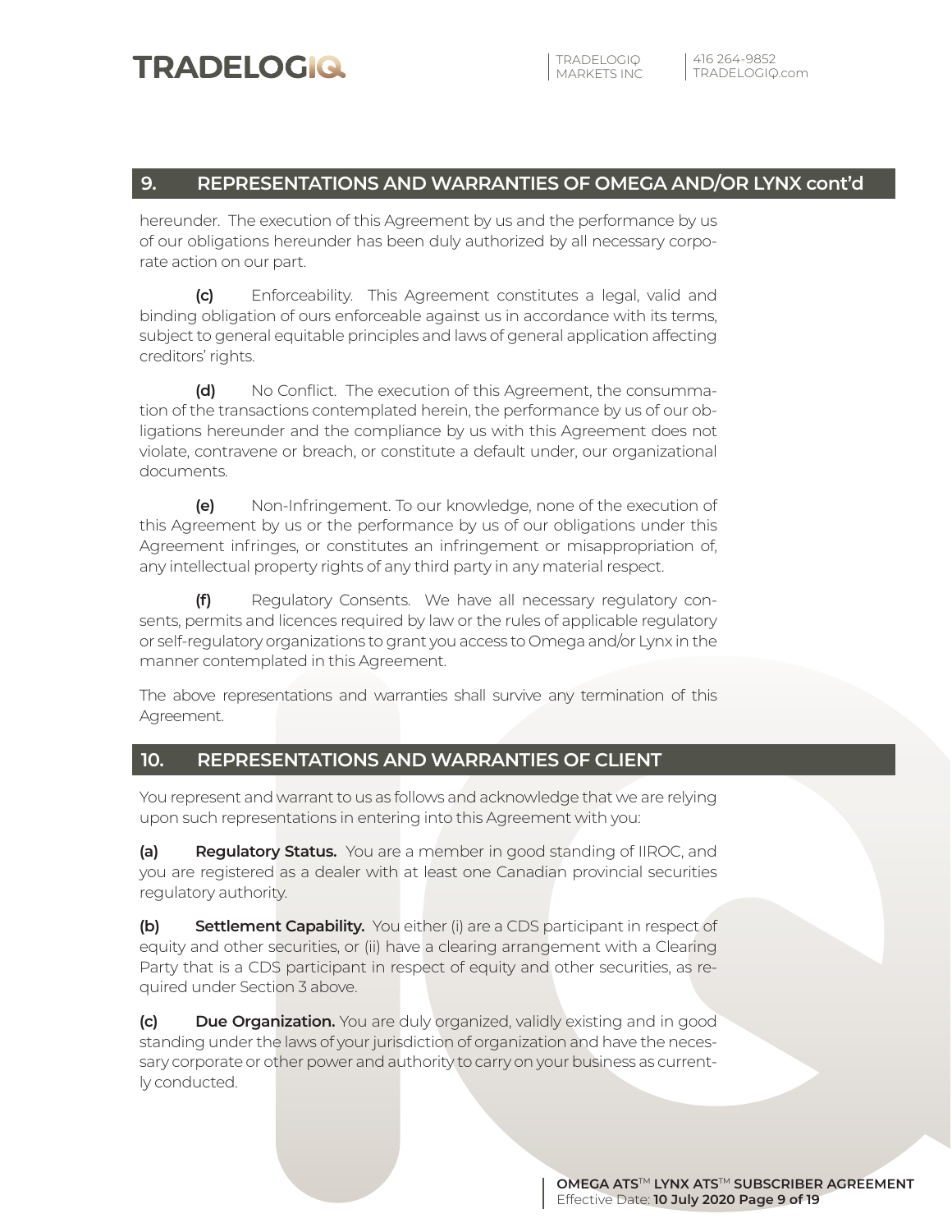## 9. REPRESENTATIONS AND WARRANTIES OF OMEGA AND/OR LYNX cont'd

hereunder. The execution of this Agreement by us and the performance by us of our obligations hereunder has been duly authorized by all necessary corporate action on our part.

**(c)** Enforceability. This Agreement constitutes a legal, valid and binding obligation of ours enforceable against us in accordance with its terms, subject to general equitable principles and laws of general application affecting creditors' rights.

**(d)** No Conflict. The execution of this Agreement, the consummation of the transactions contemplated herein, the performance by us of our obligations hereunder and the compliance by us with this Agreement does not violate, contravene or breach, or constitute a default under, our organizational documents.

**(e)** Non-Infringement. To our knowledge, none of the execution of this Agreement by us or the performance by us of our obligations under this Agreement infringes, or constitutes an infringement or misappropriation of, any intellectual property rights of any third party in any material respect.

**(f)** Regulatory Consents. We have all necessary regulatory consents, permits and licences required by law or the rules of applicable regulatory or self-regulatory organizations to grant you access to Omega and/or Lynx in the manner contemplated in this Agreement.

The above representations and warranties shall survive any termination of this Agreement.

## 10. REPRESENTATIONS AND WARRANTIES OF CLIENT

You represent and warrant to us as follows and acknowledge that we are relying upon such representations in entering into this Agreement with you:

**(a) Regulatory Status.** You are a member in good standing of IIROC, and you are registered as a dealer with at least one Canadian provincial securities regulatory authority.

**(b) Settlement Capability.** You either (i) are a CDS participant in respect of equity and other securities, or (ii) have a clearing arrangement with a Clearing Party that is a CDS participant in respect of equity and other securities, as required under Section 3 above.

**(c) Due Organization.** You are duly organized, validly existing and in good standing under the laws of your jurisdiction of organization and have the necessary corporate or other power and authority to carry on your business as currently conducted.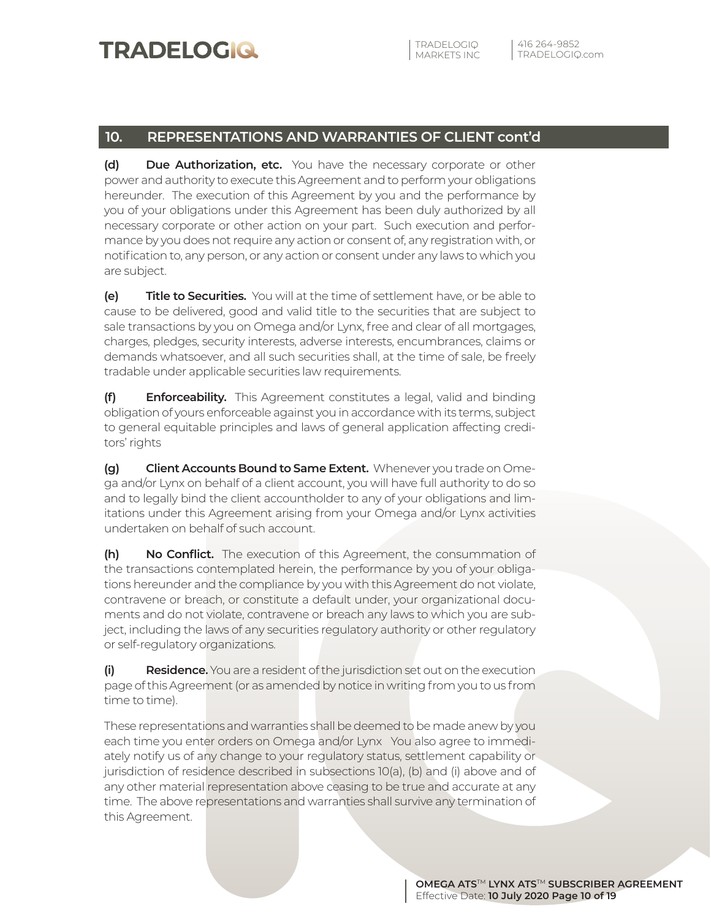## 10. REPRESENTATIONS AND WARRANTIES OF CLIENT cont'd

**(d) Due Authorization, etc.** You have the necessary corporate or other power and authority to execute this Agreement and to perform your obligations hereunder. The execution of this Agreement by you and the performance by you of your obligations under this Agreement has been duly authorized by all necessary corporate or other action on your part. Such execution and performance by you does not require any action or consent of, any registration with, or notification to, any person, or any action or consent under any laws to which you are subject.

**(e) Title to Securities.** You will at the time of settlement have, or be able to cause to be delivered, good and valid title to the securities that are subject to sale transactions by you on Omega and/or Lynx, free and clear of all mortgages, charges, pledges, security interests, adverse interests, encumbrances, claims or demands whatsoever, and all such securities shall, at the time of sale, be freely tradable under applicable securities law requirements.

**(f) Enforceability.** This Agreement constitutes a legal, valid and binding obligation of yours enforceable against you in accordance with its terms, subject to general equitable principles and laws of general application affecting creditors' rights

**(g) Client Accounts Bound to Same Extent.** Whenever you trade on Omega and/or Lynx on behalf of a client account, you will have full authority to do so and to legally bind the client accountholder to any of your obligations and limitations under this Agreement arising from your Omega and/or Lynx activities undertaken on behalf of such account.

**(h) No Conflict.** The execution of this Agreement, the consummation of the transactions contemplated herein, the performance by you of your obligations hereunder and the compliance by you with this Agreement do not violate, contravene or breach, or constitute a default under, your organizational documents and do not violate, contravene or breach any laws to which you are subject, including the laws of any securities regulatory authority or other regulatory or self-regulatory organizations.

**(i) Residence.** You are a resident of the jurisdiction set out on the execution page of this Agreement (or as amended by notice in writing from you to us from time to time).

These representations and warranties shall be deemed to be made anew by you each time you enter orders on Omega and/or Lynx You also agree to immediately notify us of any change to your regulatory status, settlement capability or jurisdiction of residence described in subsections 10(a), (b) and (i) above and of any other material representation above ceasing to be true and accurate at any time. The above representations and warranties shall survive any termination of this Agreement.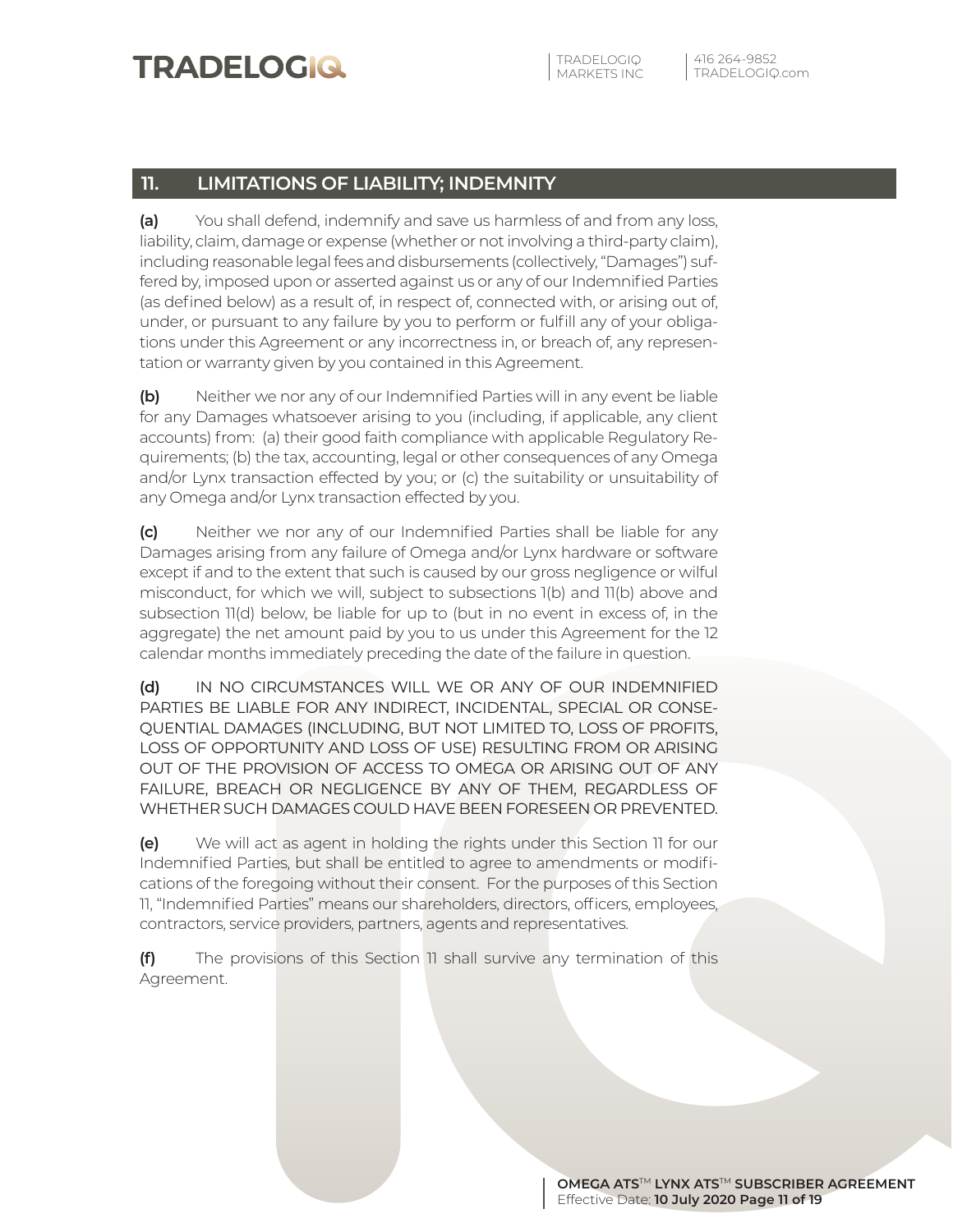## 11. LIMITATIONS OF LIABILITY; INDEMNITY

**(a)** You shall defend, indemnify and save us harmless of and from any loss, liability, claim, damage or expense (whether or not involving a third-party claim), including reasonable legal fees and disbursements (collectively, "Damages") suffered by, imposed upon or asserted against us or any of our Indemnified Parties (as defined below) as a result of, in respect of, connected with, or arising out of, under, or pursuant to any failure by you to perform or fulfill any of your obligations under this Agreement or any incorrectness in, or breach of, any representation or warranty given by you contained in this Agreement.

**(b)** Neither we nor any of our Indemnified Parties will in any event be liable for any Damages whatsoever arising to you (including, if applicable, any client accounts) from: (a) their good faith compliance with applicable Regulatory Requirements; (b) the tax, accounting, legal or other consequences of any Omega and/or Lynx transaction effected by you; or (c) the suitability or unsuitability of any Omega and/or Lynx transaction effected by you.

**(c)** Neither we nor any of our Indemnified Parties shall be liable for any Damages arising from any failure of Omega and/or Lynx hardware or software except if and to the extent that such is caused by our gross negligence or wilful misconduct, for which we will, subject to subsections 1(b) and 11(b) above and subsection 11(d) below, be liable for up to (but in no event in excess of, in the aggregate) the net amount paid by you to us under this Agreement for the 12 calendar months immediately preceding the date of the failure in question.

**(d)** IN NO CIRCUMSTANCES WILL WE OR ANY OF OUR INDEMNIFIED PARTIES BE LIABLE FOR ANY INDIRECT, INCIDENTAL, SPECIAL OR CONSEQUENTIAL DAMAGES (INCLUDING, BUT NOT LIMITED TO, LOSS OF PROFITS, LOSS OF OPPORTUNITY AND LOSS OF USE) RESULTING FROM OR ARISING OUT OF THE PROVISION OF ACCESS TO OMEGA OR ARISING OUT OF ANY FAILURE, BREACH OR NEGLIGENCE BY ANY OF THEM, REGARDLESS OF WHETHER SUCH DAMAGES COULD HAVE BEEN FORESEEN OR PREVENTED.

**(e)** We will act as agent in holding the rights under this Section 11 for our Indemnified Parties, but shall be entitled to agree to amendments or modifications of the foregoing without their consent. For the purposes of this Section 11, "Indemnified Parties" means our shareholders, directors, officers, employees, contractors, service providers, partners, agents and representatives.

**(f)** The provisions of this Section 11 shall survive any termination of this Agreement.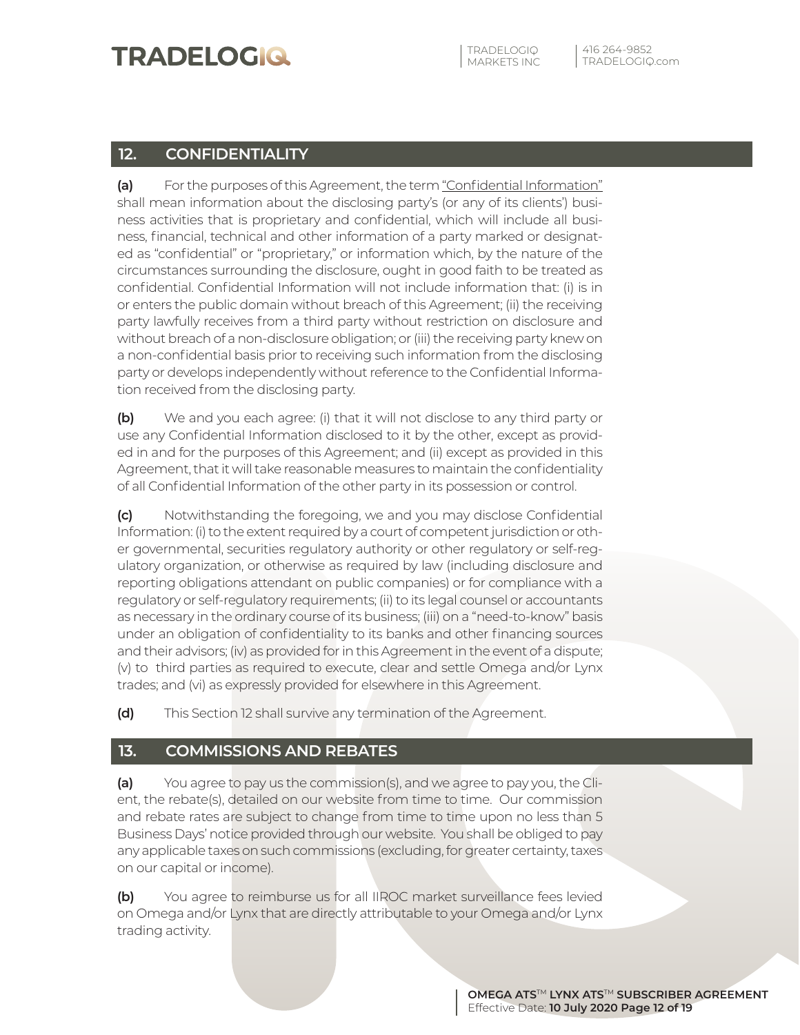## 12. CONFIDENTIALITY

**(a)** For the purposes of this Agreement, the term "Confidential Information" shall mean information about the disclosing party's (or any of its clients') business activities that is proprietary and confidential, which will include all business, financial, technical and other information of a party marked or designated as "confidential" or "proprietary," or information which, by the nature of the circumstances surrounding the disclosure, ought in good faith to be treated as confidential. Confidential Information will not include information that: (i) is in or enters the public domain without breach of this Agreement; (ii) the receiving party lawfully receives from a third party without restriction on disclosure and without breach of a non-disclosure obligation; or (iii) the receiving party knew on a non-confidential basis prior to receiving such information from the disclosing party or develops independently without reference to the Confidential Information received from the disclosing party.

**(b)** We and you each agree: (i) that it will not disclose to any third party or use any Confidential Information disclosed to it by the other, except as provided in and for the purposes of this Agreement; and (ii) except as provided in this Agreement, that it will take reasonable measures to maintain the confidentiality of all Confidential Information of the other party in its possession or control.

**(c)** Notwithstanding the foregoing, we and you may disclose Confidential Information: (i) to the extent required by a court of competent jurisdiction or other governmental, securities regulatory authority or other regulatory or self-regulatory organization, or otherwise as required by law (including disclosure and reporting obligations attendant on public companies) or for compliance with a regulatory or self-regulatory requirements; (ii) to its legal counsel or accountants as necessary in the ordinary course of its business; (iii) on a "need-to-know" basis under an obligation of confidentiality to its banks and other financing sources and their advisors; (iv) as provided for in this Agreement in the event of a dispute; (v) to third parties as required to execute, clear and settle Omega and/or Lynx trades; and (vi) as expressly provided for elsewhere in this Agreement.

**(d)** This Section 12 shall survive any termination of the Agreement.

## 13. COMMISSIONS AND REBATES

**(a)** You agree to pay us the commission(s), and we agree to pay you, the Client, the rebate(s), detailed on our website from time to time. Our commission and rebate rates are subject to change from time to time upon no less than 5 Business Days' notice provided through our website. You shall be obliged to pay any applicable taxes on such commissions (excluding, for greater certainty, taxes on our capital or income).

**(b)** You agree to reimburse us for all IIROC market surveillance fees levied on Omega and/or Lynx that are directly attributable to your Omega and/or Lynx trading activity.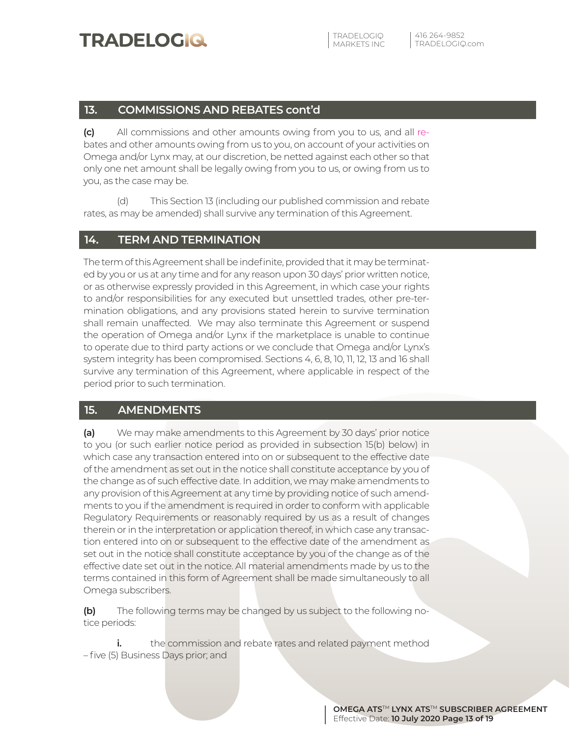## 13. COMMISSIONS AND REBATES cont'd

**(c)** All commissions and other amounts owing from you to us, and all rebates and other amounts owing from us to you, on account of your activities on Omega and/or Lynx may, at our discretion, be netted against each other so that only one net amount shall be legally owing from you to us, or owing from us to you, as the case may be.

(d) This Section 13 (including our published commission and rebate rates, as may be amended) shall survive any termination of this Agreement.

## 14. TERM AND TERMINATION

The term of this Agreement shall be indefinite, provided that it may be terminated by you or us at any time and for any reason upon 30 days' prior written notice, or as otherwise expressly provided in this Agreement, in which case your rights to and/or responsibilities for any executed but unsettled trades, other pre-termination obligations, and any provisions stated herein to survive termination shall remain unaffected. We may also terminate this Agreement or suspend the operation of Omega and/or Lynx if the marketplace is unable to continue to operate due to third party actions or we conclude that Omega and/or Lynx's system integrity has been compromised. Sections 4, 6, 8, 10, 11, 12, 13 and 16 shall survive any termination of this Agreement, where applicable in respect of the period prior to such termination.

## 15. AMENDMENTS

**(a)** We may make amendments to this Agreement by 30 days' prior notice to you (or such earlier notice period as provided in subsection 15(b) below) in which case any transaction entered into on or subsequent to the effective date of the amendment as set out in the notice shall constitute acceptance by you of the change as of such effective date. In addition, we may make amendments to any provision of this Agreement at any time by providing notice of such amendments to you if the amendment is required in order to conform with applicable Regulatory Requirements or reasonably required by us as a result of changes therein or in the interpretation or application thereof, in which case any transaction entered into on or subsequent to the effective date of the amendment as set out in the notice shall constitute acceptance by you of the change as of the effective date set out in the notice. All material amendments made by us to the terms contained in this form of Agreement shall be made simultaneously to all Omega subscribers.

**(b)** The following terms may be changed by us subject to the following notice periods:

**i.** the commission and rebate rates and related payment method – five (5) Business Days prior; and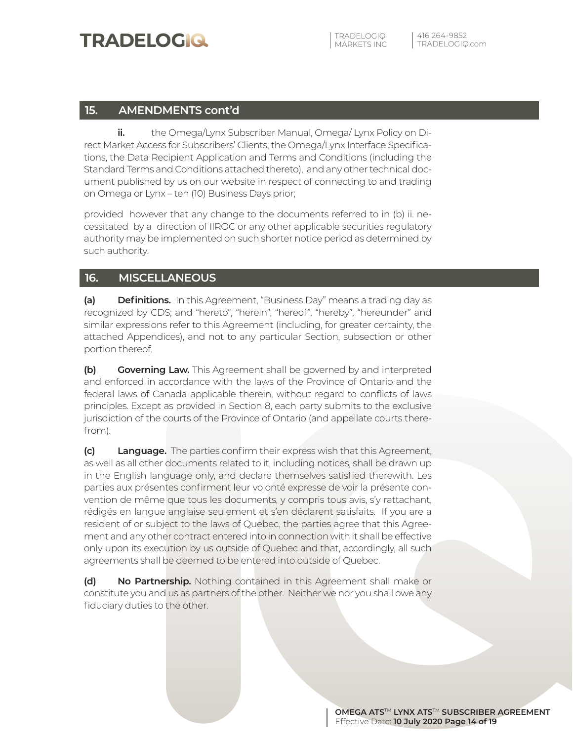## 15. AMENDMENTS cont'd

**ii.** the Omega/Lynx Subscriber Manual, Omega/ Lynx Policy on Direct Market Access for Subscribers' Clients, the Omega/Lynx Interface Specifications, the Data Recipient Application and Terms and Conditions (including the Standard Terms and Conditions attached thereto), and any other technical document published by us on our website in respect of connecting to and trading on Omega or Lynx – ten (10) Business Days prior;

provided however that any change to the documents referred to in (b) ii. necessitated by a direction of IIROC or any other applicable securities regulatory authority may be implemented on such shorter notice period as determined by such authority.

## 16. MISCELLANEOUS

**(a) Definitions.** In this Agreement, "Business Day" means a trading day as recognized by CDS; and "hereto", "herein", "hereof", "hereby", "hereunder" and similar expressions refer to this Agreement (including, for greater certainty, the attached Appendices), and not to any particular Section, subsection or other portion thereof.

**(b) Governing Law.** This Agreement shall be governed by and interpreted and enforced in accordance with the laws of the Province of Ontario and the federal laws of Canada applicable therein, without regard to conflicts of laws principles. Except as provided in Section 8, each party submits to the exclusive jurisdiction of the courts of the Province of Ontario (and appellate courts therefrom).

**(c) Language.** The parties confirm their express wish that this Agreement, as well as all other documents related to it, including notices, shall be drawn up in the English language only, and declare themselves satisfied therewith. Les parties aux présentes confirment leur volonté expresse de voir la présente convention de même que tous les documents, y compris tous avis, s'y rattachant, rédigés en langue anglaise seulement et s'en déclarent satisfaits. If you are a resident of or subject to the laws of Quebec, the parties agree that this Agreement and any other contract entered into in connection with it shall be effective only upon its execution by us outside of Quebec and that, accordingly, all such agreements shall be deemed to be entered into outside of Quebec.

**(d) No Partnership.** Nothing contained in this Agreement shall make or constitute you and us as partners of the other. Neither we nor you shall owe any fiduciary duties to the other.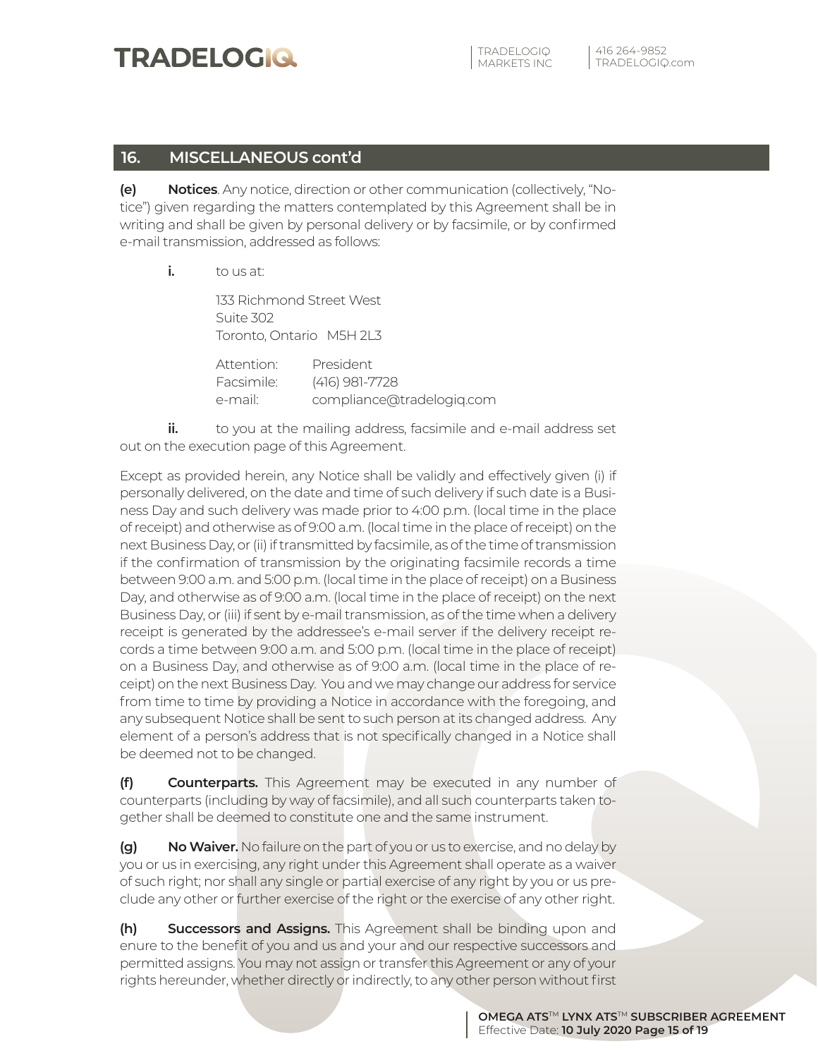## 16. MISCELLANEOUS cont'd

**(e) Notices**. Any notice, direction or other communication (collectively, "Notice") given regarding the matters contemplated by this Agreement shall be in writing and shall be given by personal delivery or by facsimile, or by confirmed e-mail transmission, addressed as follows:

**i.** to us at:

133 Richmond Street West
Suite 302
Toronto, Ontario M5H 2L3

Attention: President
Facsimile: (416) 981-7728
e-mail: compliance@tradelogiq.com

**ii.** to you at the mailing address, facsimile and e-mail address set out on the execution page of this Agreement.

Except as provided herein, any Notice shall be validly and effectively given (i) if personally delivered, on the date and time of such delivery if such date is a Business Day and such delivery was made prior to 4:00 p.m. (local time in the place of receipt) and otherwise as of 9:00 a.m. (local time in the place of receipt) on the next Business Day, or (ii) if transmitted by facsimile, as of the time of transmission if the confirmation of transmission by the originating facsimile records a time between 9:00 a.m. and 5:00 p.m. (local time in the place of receipt) on a Business Day, and otherwise as of 9:00 a.m. (local time in the place of receipt) on the next Business Day, or (iii) if sent by e-mail transmission, as of the time when a delivery receipt is generated by the addressee's e-mail server if the delivery receipt records a time between 9:00 a.m. and 5:00 p.m. (local time in the place of receipt) on a Business Day, and otherwise as of 9:00 a.m. (local time in the place of receipt) on the next Business Day. You and we may change our address for service from time to time by providing a Notice in accordance with the foregoing, and any subsequent Notice shall be sent to such person at its changed address. Any element of a person's address that is not specifically changed in a Notice shall be deemed not to be changed.

**(f) Counterparts.** This Agreement may be executed in any number of counterparts (including by way of facsimile), and all such counterparts taken together shall be deemed to constitute one and the same instrument.

**(g) No Waiver.** No failure on the part of you or us to exercise, and no delay by you or us in exercising, any right under this Agreement shall operate as a waiver of such right; nor shall any single or partial exercise of any right by you or us preclude any other or further exercise of the right or the exercise of any other right.

**(h) Successors and Assigns.** This Agreement shall be binding upon and enure to the benefit of you and us and your and our respective successors and permitted assigns. You may not assign or transfer this Agreement or any of your rights hereunder, whether directly or indirectly, to any other person without first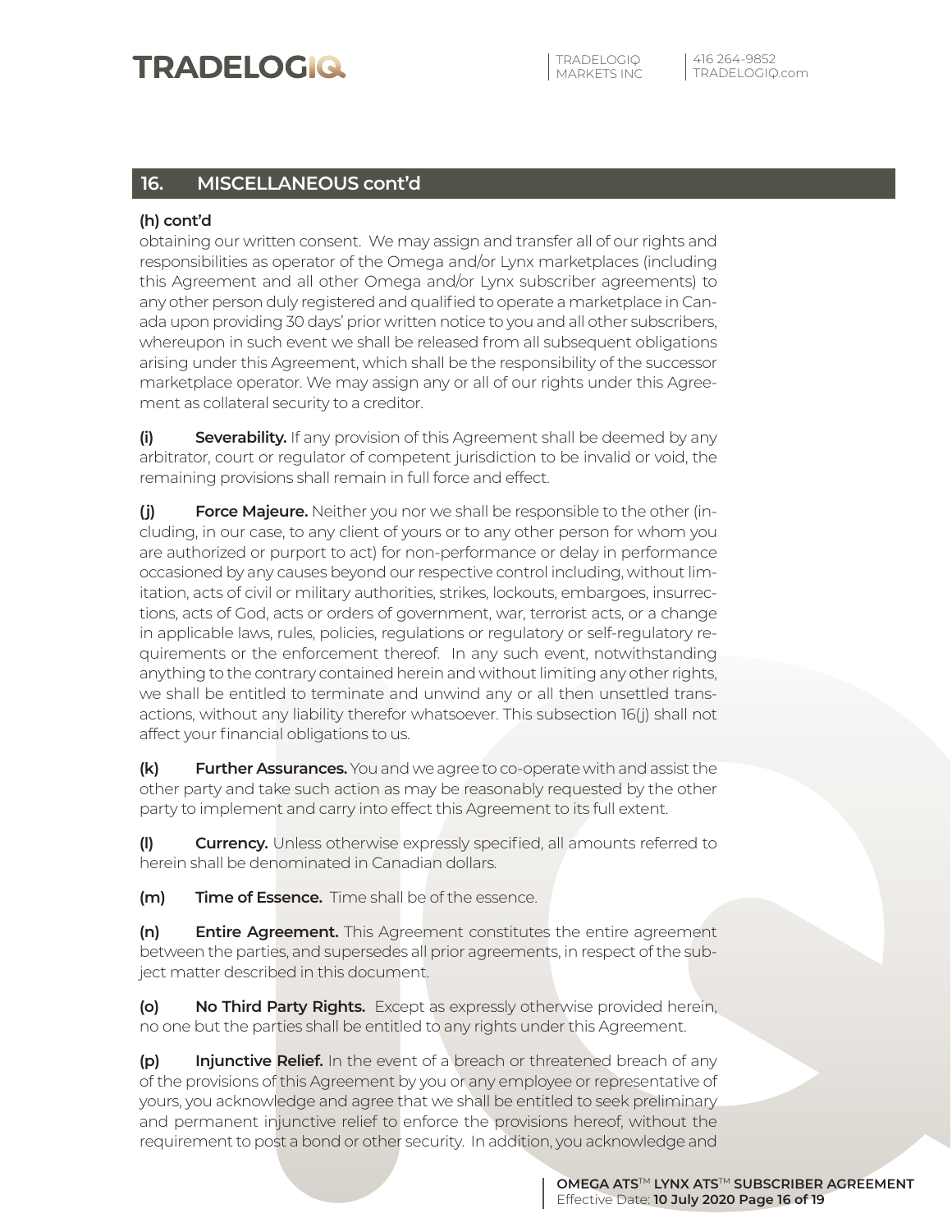## 16. MISCELLANEOUS cont'd

**(h) cont'd**

obtaining our written consent. We may assign and transfer all of our rights and responsibilities as operator of the Omega and/or Lynx marketplaces (including this Agreement and all other Omega and/or Lynx subscriber agreements) to any other person duly registered and qualified to operate a marketplace in Canada upon providing 30 days' prior written notice to you and all other subscribers, whereupon in such event we shall be released from all subsequent obligations arising under this Agreement, which shall be the responsibility of the successor marketplace operator. We may assign any or all of our rights under this Agreement as collateral security to a creditor.

**(i) Severability.** If any provision of this Agreement shall be deemed by any arbitrator, court or regulator of competent jurisdiction to be invalid or void, the remaining provisions shall remain in full force and effect.

**(j) Force Majeure.** Neither you nor we shall be responsible to the other (including, in our case, to any client of yours or to any other person for whom you are authorized or purport to act) for non-performance or delay in performance occasioned by any causes beyond our respective control including, without limitation, acts of civil or military authorities, strikes, lockouts, embargoes, insurrections, acts of God, acts or orders of government, war, terrorist acts, or a change in applicable laws, rules, policies, regulations or regulatory or self-regulatory requirements or the enforcement thereof. In any such event, notwithstanding anything to the contrary contained herein and without limiting any other rights, we shall be entitled to terminate and unwind any or all then unsettled transactions, without any liability therefor whatsoever. This subsection 16(j) shall not affect your financial obligations to us.

**(k) Further Assurances.** You and we agree to co-operate with and assist the other party and take such action as may be reasonably requested by the other party to implement and carry into effect this Agreement to its full extent.

**(l) Currency.** Unless otherwise expressly specified, all amounts referred to herein shall be denominated in Canadian dollars.

**(m) Time of Essence.** Time shall be of the essence.

**(n) Entire Agreement.** This Agreement constitutes the entire agreement between the parties, and supersedes all prior agreements, in respect of the subject matter described in this document.

**(o) No Third Party Rights.** Except as expressly otherwise provided herein, no one but the parties shall be entitled to any rights under this Agreement.

**(p) Injunctive Relief.** In the event of a breach or threatened breach of any of the provisions of this Agreement by you or any employee or representative of yours, you acknowledge and agree that we shall be entitled to seek preliminary and permanent injunctive relief to enforce the provisions hereof, without the requirement to post a bond or other security. In addition, you acknowledge and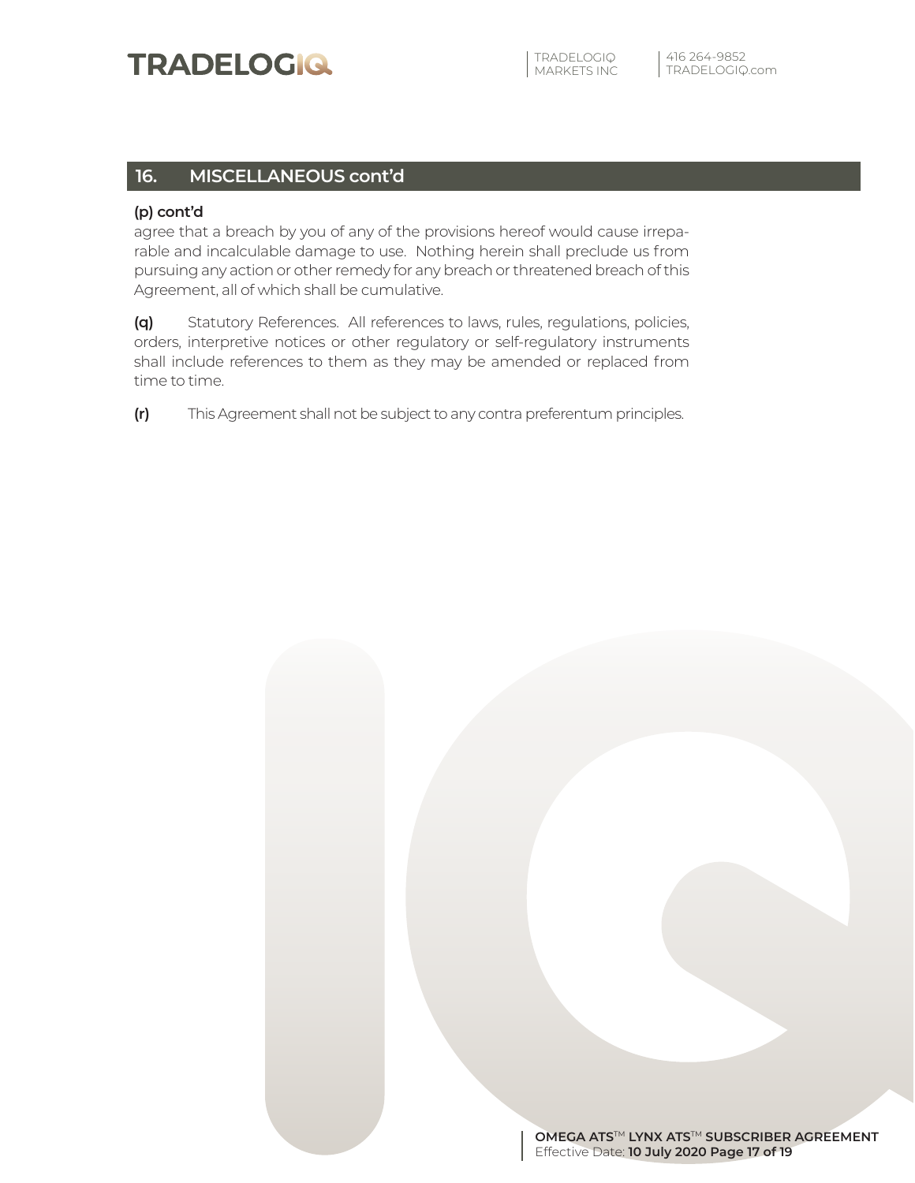## 16. MISCELLANEOUS cont'd

**(p) cont'd**

agree that a breach by you of any of the provisions hereof would cause irreparable and incalculable damage to use. Nothing herein shall preclude us from pursuing any action or other remedy for any breach or threatened breach of this Agreement, all of which shall be cumulative.

**(q)** Statutory References. All references to laws, rules, regulations, policies, orders, interpretive notices or other regulatory or self-regulatory instruments shall include references to them as they may be amended or replaced from time to time.

**(r)** This Agreement shall not be subject to any contra preferentum principles.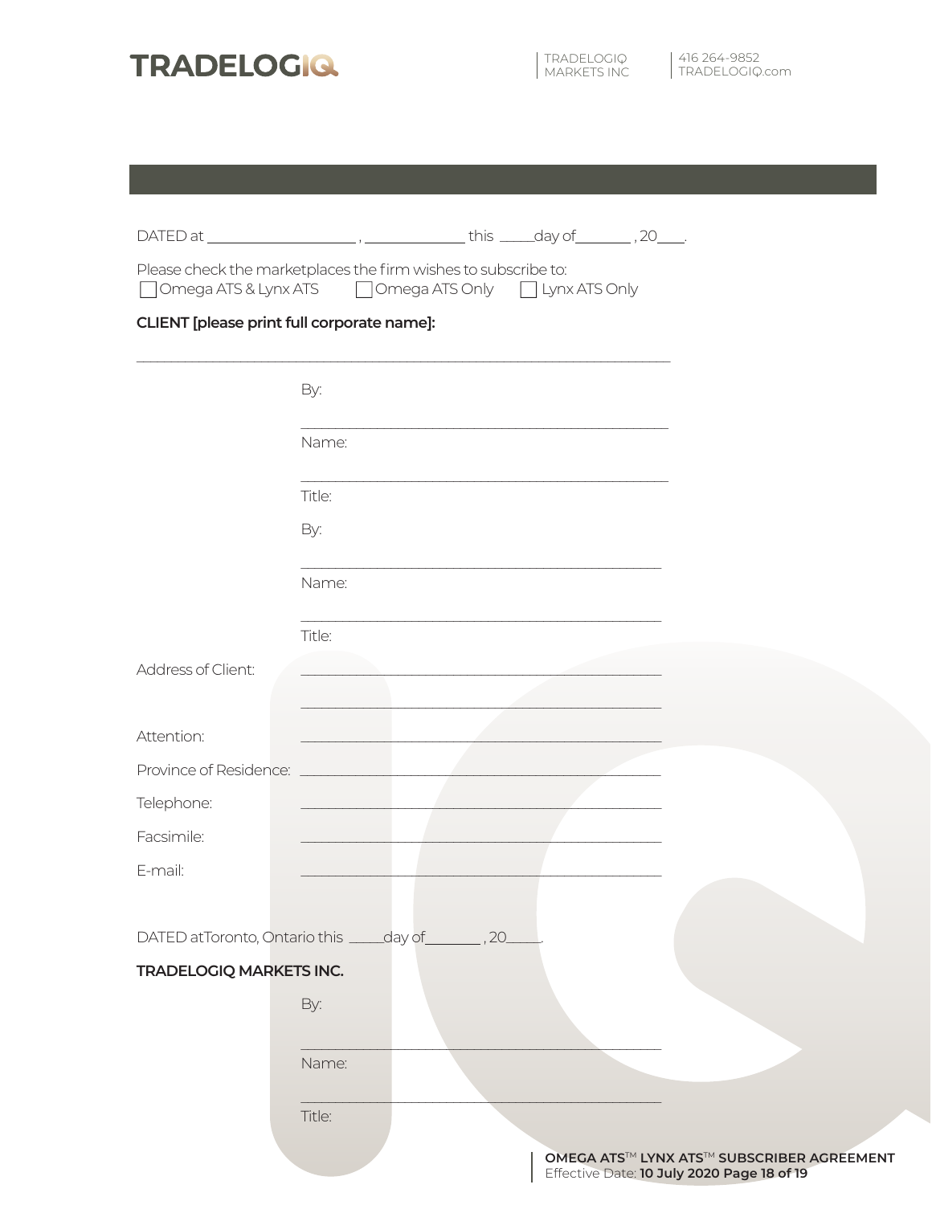DATED at \_\_\_\_\_\_\_\_\_\_\_\_\_\_\_\_\_\_, \_\_\_\_\_\_\_\_\_\_\_\_ this \_\_\_\_day of\_\_\_\_\_\_\_ , 20\_\_\_.

Please check the marketplaces the firm wishes to subscribe to:

☐ Omega ATS & Lynx ATS ☐ Omega ATS Only ☐ Lynx ATS Only

**CLIENT [please print full corporate name]:**

\_\_\_\_\_\_\_\_\_\_\_\_\_\_\_\_\_\_\_\_\_\_\_\_\_\_\_\_\_\_\_\_\_\_\_\_\_\_\_\_\_\_\_\_\_\_\_\_

By: \_\_\_\_\_\_\_\_\_\_\_\_\_\_\_\_\_\_\_\_\_\_\_\_\_\_\_\_\_\_\_\_\_\_

Name: \_\_\_\_\_\_\_\_\_\_\_\_\_\_\_\_\_\_\_\_\_\_\_\_\_\_\_\_\_\_\_\_\_\_

Title:

By: \_\_\_\_\_\_\_\_\_\_\_\_\_\_\_\_\_\_\_\_\_\_\_\_\_\_\_\_\_\_\_\_\_\_

Name: \_\_\_\_\_\_\_\_\_\_\_\_\_\_\_\_\_\_\_\_\_\_\_\_\_\_\_\_\_\_\_\_\_\_

Title:

Address of Client: \_\_\_\_\_\_\_\_\_\_\_\_\_\_\_\_\_\_\_\_\_\_\_\_\_\_\_\_\_\_\_\_\_\_

\_\_\_\_\_\_\_\_\_\_\_\_\_\_\_\_\_\_\_\_\_\_\_\_\_\_\_\_\_\_\_\_\_\_

Attention: \_\_\_\_\_\_\_\_\_\_\_\_\_\_\_\_\_\_\_\_\_\_\_\_\_\_\_\_\_\_\_\_\_\_

Province of Residence: \_\_\_\_\_\_\_\_\_\_\_\_\_\_\_\_\_\_\_\_\_\_\_\_\_\_\_\_\_\_\_\_\_\_

Telephone: \_\_\_\_\_\_\_\_\_\_\_\_\_\_\_\_\_\_\_\_\_\_\_\_\_\_\_\_\_\_\_\_\_\_

Facsimile: \_\_\_\_\_\_\_\_\_\_\_\_\_\_\_\_\_\_\_\_\_\_\_\_\_\_\_\_\_\_\_\_\_\_

E-mail: \_\_\_\_\_\_\_\_\_\_\_\_\_\_\_\_\_\_\_\_\_\_\_\_\_\_\_\_\_\_\_\_\_\_

DATED at Toronto, Ontario this \_\_\_\_day of\_\_\_\_\_\_\_ , 20\_\_\_\_.

**TRADELOGIQ MARKETS INC.**

By: \_\_\_\_\_\_\_\_\_\_\_\_\_\_\_\_\_\_\_\_\_\_\_\_\_\_\_\_\_\_\_\_\_\_

Name: \_\_\_\_\_\_\_\_\_\_\_\_\_\_\_\_\_\_\_\_\_\_\_\_\_\_\_\_\_\_\_\_\_\_

Title: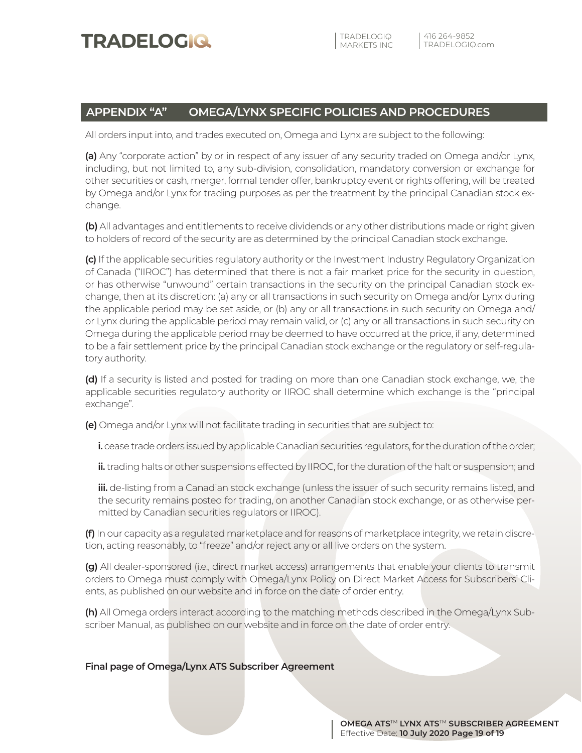## APPENDIX "A" OMEGA/LYNX SPECIFIC POLICIES AND PROCEDURES

All orders input into, and trades executed on, Omega and Lynx are subject to the following:

**(a)** Any "corporate action" by or in respect of any issuer of any security traded on Omega and/or Lynx, including, but not limited to, any sub-division, consolidation, mandatory conversion or exchange for other securities or cash, merger, formal tender offer, bankruptcy event or rights offering, will be treated by Omega and/or Lynx for trading purposes as per the treatment by the principal Canadian stock exchange.

**(b)** All advantages and entitlements to receive dividends or any other distributions made or right given to holders of record of the security are as determined by the principal Canadian stock exchange.

**(c)** If the applicable securities regulatory authority or the Investment Industry Regulatory Organization of Canada ("IIROC") has determined that there is not a fair market price for the security in question, or has otherwise "unwound" certain transactions in the security on the principal Canadian stock exchange, then at its discretion: (a) any or all transactions in such security on Omega and/or Lynx during the applicable period may be set aside, or (b) any or all transactions in such security on Omega and/or Lynx during the applicable period may remain valid, or (c) any or all transactions in such security on Omega during the applicable period may be deemed to have occurred at the price, if any, determined to be a fair settlement price by the principal Canadian stock exchange or the regulatory or self-regulatory authority.

**(d)** If a security is listed and posted for trading on more than one Canadian stock exchange, we, the applicable securities regulatory authority or IIROC shall determine which exchange is the "principal exchange".

**(e)** Omega and/or Lynx will not facilitate trading in securities that are subject to:

**i.** cease trade orders issued by applicable Canadian securities regulators, for the duration of the order;

**ii.** trading halts or other suspensions effected by IIROC, for the duration of the halt or suspension; and

**iii.** de-listing from a Canadian stock exchange (unless the issuer of such security remains listed, and the security remains posted for trading, on another Canadian stock exchange, or as otherwise permitted by Canadian securities regulators or IIROC).

**(f)** In our capacity as a regulated marketplace and for reasons of marketplace integrity, we retain discretion, acting reasonably, to "freeze" and/or reject any or all live orders on the system.

**(g)** All dealer-sponsored (i.e., direct market access) arrangements that enable your clients to transmit orders to Omega must comply with Omega/Lynx Policy on Direct Market Access for Subscribers' Clients, as published on our website and in force on the date of order entry.

**(h)** All Omega orders interact according to the matching methods described in the Omega/Lynx Subscriber Manual, as published on our website and in force on the date of order entry.

**Final page of Omega/Lynx ATS Subscriber Agreement**